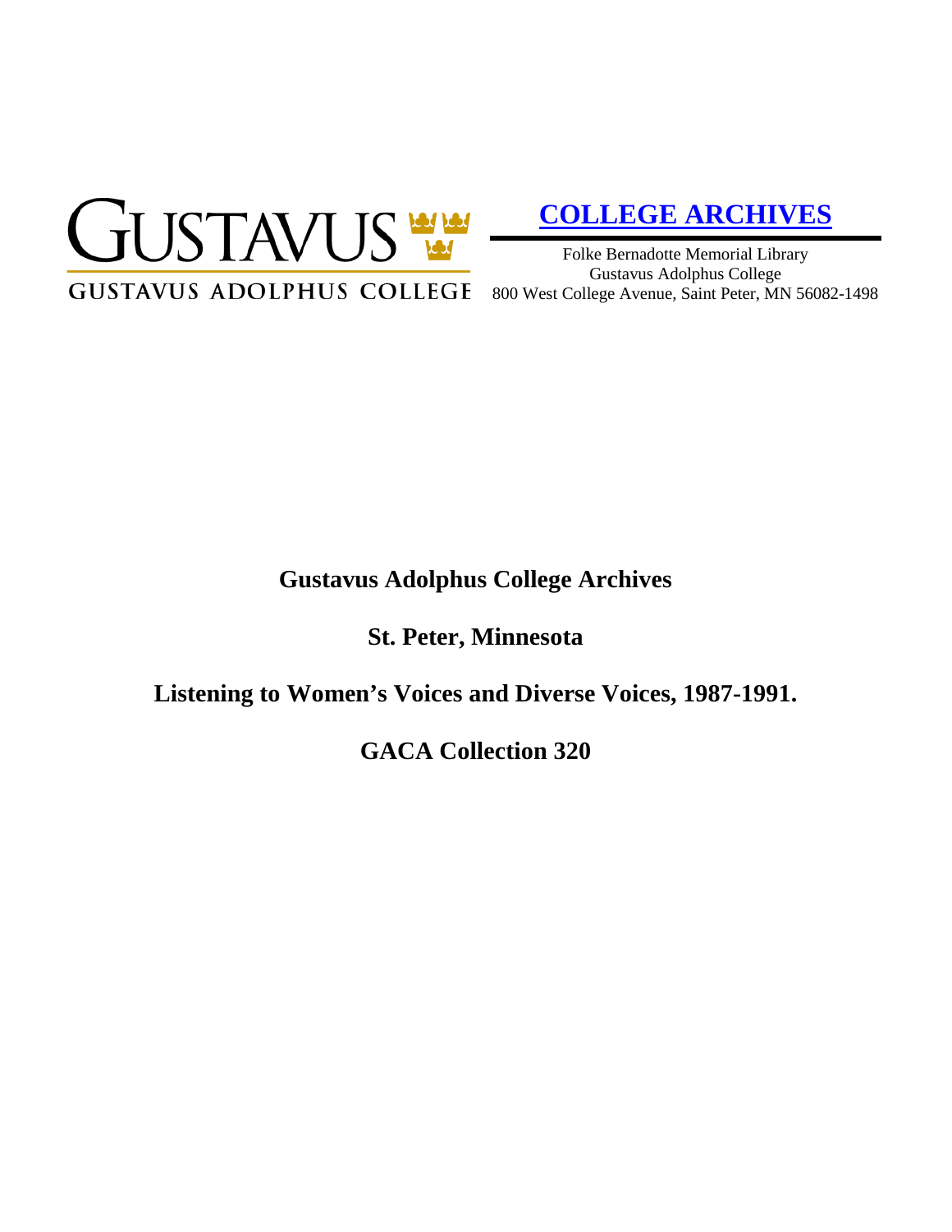GUSTAVUS
GUSTAVUS ADOLPHUS COLLEGE

**COLLEGE ARCHIVES**

Folke Bernadotte Memorial Library
Gustavus Adolphus College
800 West College Avenue, Saint Peter, MN 56082-1498

# Gustavus Adolphus College Archives

## St. Peter, Minnesota

## Listening to Women's Voices and Diverse Voices, 1987-1991.

## GACA Collection 320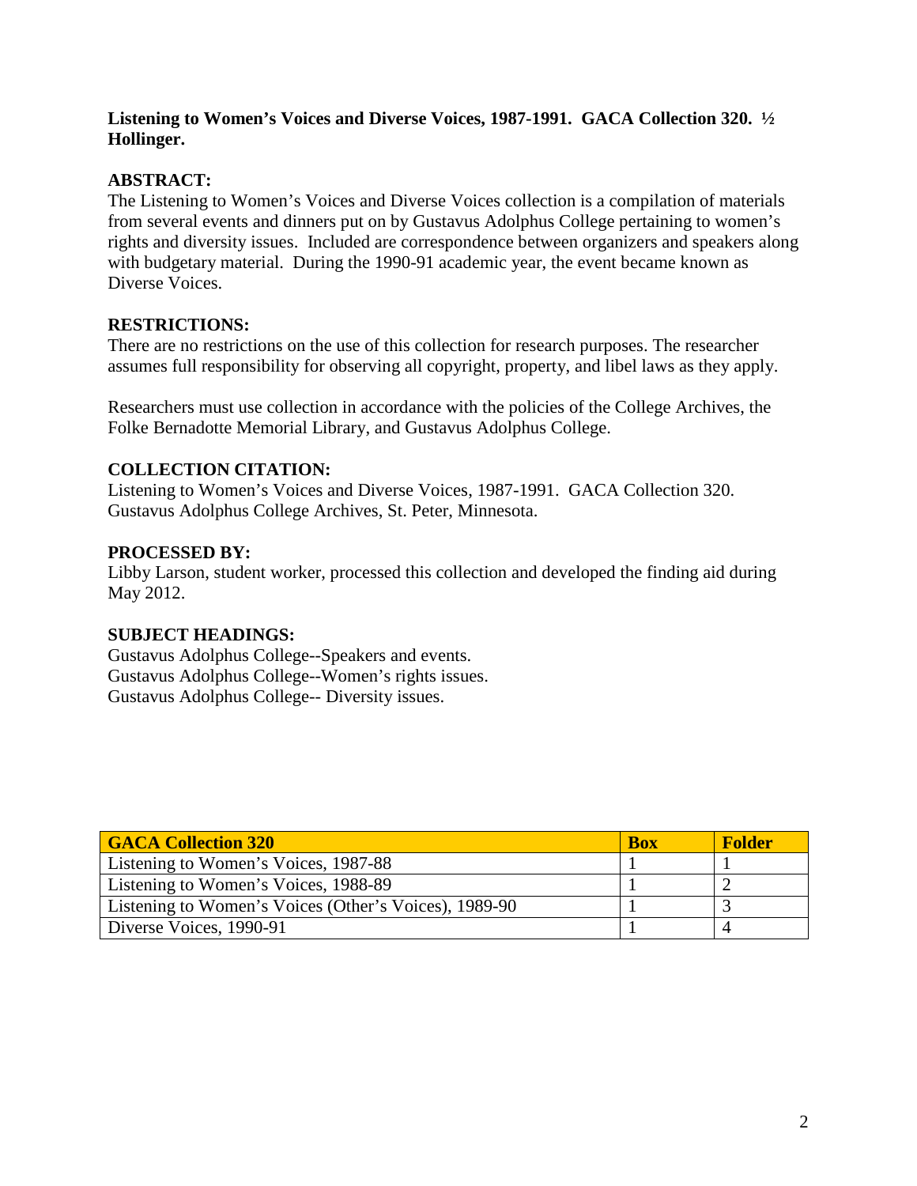**Listening to Women's Voices and Diverse Voices, 1987-1991. GACA Collection 320. ½ Hollinger.**

**ABSTRACT:**

The Listening to Women's Voices and Diverse Voices collection is a compilation of materials from several events and dinners put on by Gustavus Adolphus College pertaining to women's rights and diversity issues. Included are correspondence between organizers and speakers along with budgetary material. During the 1990-91 academic year, the event became known as Diverse Voices.

**RESTRICTIONS:**

There are no restrictions on the use of this collection for research purposes. The researcher assumes full responsibility for observing all copyright, property, and libel laws as they apply.

Researchers must use collection in accordance with the policies of the College Archives, the Folke Bernadotte Memorial Library, and Gustavus Adolphus College.

**COLLECTION CITATION:**

Listening to Women's Voices and Diverse Voices, 1987-1991. GACA Collection 320. Gustavus Adolphus College Archives, St. Peter, Minnesota.

**PROCESSED BY:**

Libby Larson, student worker, processed this collection and developed the finding aid during May 2012.

**SUBJECT HEADINGS:**

Gustavus Adolphus College--Speakers and events.
Gustavus Adolphus College--Women's rights issues.
Gustavus Adolphus College-- Diversity issues.

| GACA Collection 320 | Box | Folder |
|---|---|---|
| Listening to Women's Voices, 1987-88 | 1 | 1 |
| Listening to Women's Voices, 1988-89 | 1 | 2 |
| Listening to Women's Voices (Other's Voices), 1989-90 | 1 | 3 |
| Diverse Voices, 1990-91 | 1 | 4 |